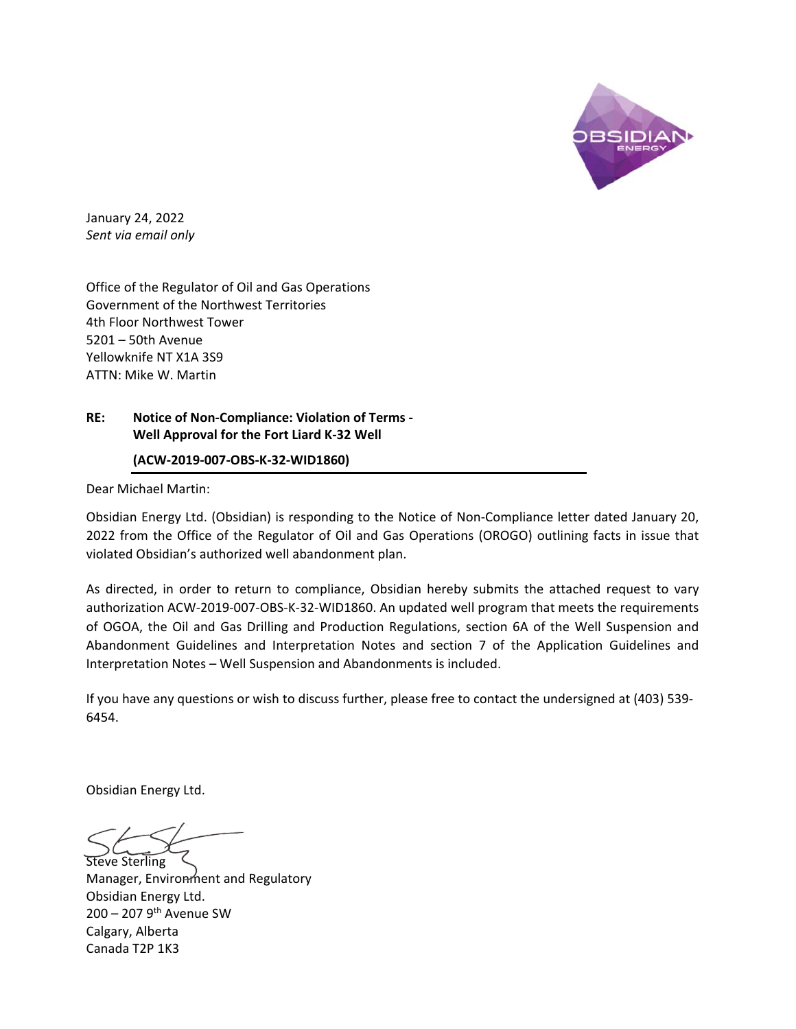January 24, 2022
*Sent via email only*

Office of the Regulator of Oil and Gas Operations
Government of the Northwest Territories
4th Floor Northwest Tower
5201 – 50th Avenue
Yellowknife NT X1A 3S9
ATTN: Mike W. Martin

**RE: Notice of Non-Compliance: Violation of Terms - Well Approval for the Fort Liard K-32 Well**

**(ACW-2019-007-OBS-K-32-WID1860)**

Dear Michael Martin:

Obsidian Energy Ltd. (Obsidian) is responding to the Notice of Non-Compliance letter dated January 20, 2022 from the Office of the Regulator of Oil and Gas Operations (OROGO) outlining facts in issue that violated Obsidian's authorized well abandonment plan.

As directed, in order to return to compliance, Obsidian hereby submits the attached request to vary authorization ACW-2019-007-OBS-K-32-WID1860. An updated well program that meets the requirements of OGOA, the Oil and Gas Drilling and Production Regulations, section 6A of the Well Suspension and Abandonment Guidelines and Interpretation Notes and section 7 of the Application Guidelines and Interpretation Notes – Well Suspension and Abandonments is included.

If you have any questions or wish to discuss further, please free to contact the undersigned at (403) 539-6454.

Obsidian Energy Ltd.

Steve Sterling
Manager, Environment and Regulatory
Obsidian Energy Ltd.
200 – 207 9th Avenue SW
Calgary, Alberta
Canada T2P 1K3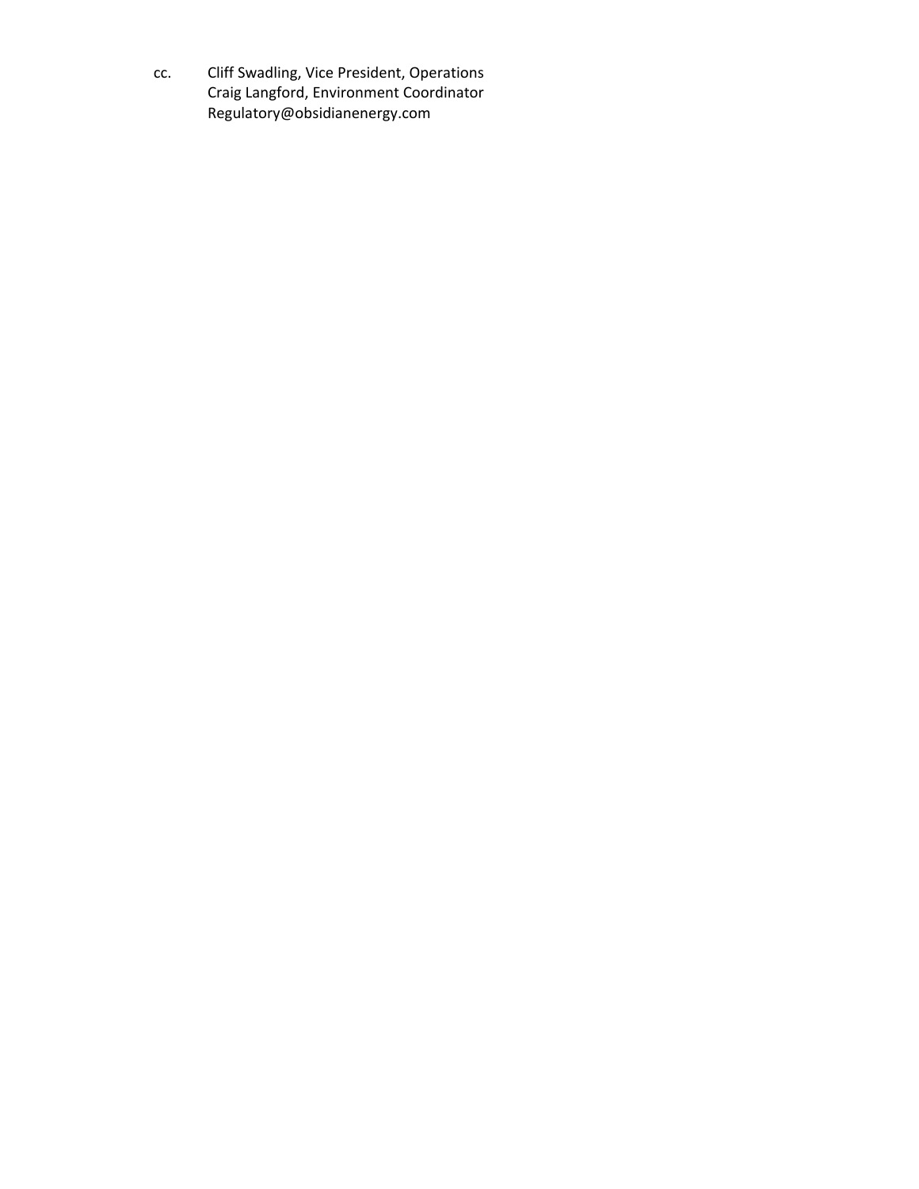cc. Cliff Swadling, Vice President, Operations
Craig Langford, Environment Coordinator
Regulatory@obsidianenergy.com